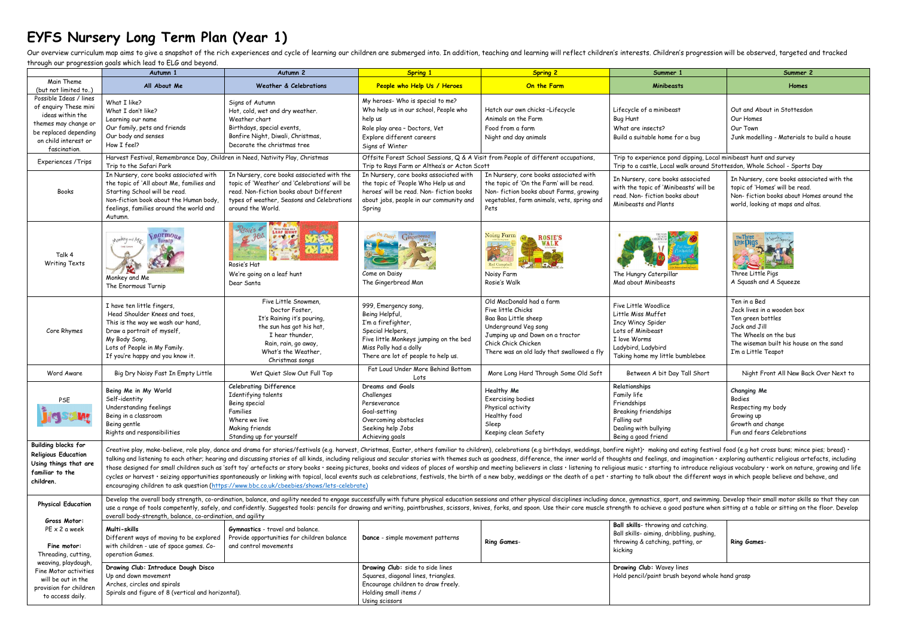# EYFS Nursery Long Term Plan (Year 1)

Our overview curriculum map aims to give a snapshot of the rich experiences and cycle of learning our children are submerged into. In addition, teaching and learning will reflect children's interests. Children's progression will be observed, targeted and tracked through our progression goals which lead to ELG and beyond.

| | Autumn 1 | Autumn 2 | Spring 1 | Spring 2 | Summer 1 | Summer 2 |
|---|---|---|---|---|---|---|
| Main Theme (but not limited to..) | All About Me | Weather & Celebrations | People who Help Us / Heroes | On the Farm | Minibeasts | Homes |
| Possible Ideas / lines of enquiry These mini ideas within the themes may change or be replaced depending on child interest or fascination. | What I like?<br>What I don't like?<br>Learning our name<br>Our family, pets and friends<br>Our body and senses<br>How I feel? | Signs of Autumn<br>Hot, cold, wet and dry weather.<br>Weather chart<br>Birthdays, special events,<br>Bonfire Night, Diwali, Christmas,<br>Decorate the christmas tree | My heroes- Who is special to me?<br>Who help us in our school, People who help us<br>Role play area – Doctors, Vet<br>Explore different careers<br>Signs of Winter | Hatch our own chicks –Lifecycle<br>Animals on the Farm<br>Food from a farm<br>Night and day animals | Lifecycle of a minibeast<br>Bug Hunt<br>What are insects?<br>Build a suitable home for a bug | Out and About in Stottesdon<br>Our Homes<br>Our Town<br>Junk modelling - Materials to build a house |
| Experiences /Trips | Harvest Festival, Remembrance Day, Children in Need, Nativity Play, Christmas<br>Trip to the Safari Park | | Offsite Forest School Sessions, Q & A Visit from People of different occupations,<br>Trip to Rays Farm or Althea's or Acton Scott | | Trip to experience pond dipping, Local minibeast hunt and survey<br>Trip to a castle, Local walk around Stottesdon, Whole School - Sports Day | |
| Books | In Nursery, core books associated with the topic of 'All about Me, families and Starting School will be read.<br>Non-fiction book about the Human body, feelings, families around the world and Autumn. | In Nursery, core books associated with the topic of 'Weather' and 'Celebrations' will be read. Non-fiction books about Different types of weather, Seasons and Celebrations around the World. | In Nursery, core books associated with the topic of 'People Who Help Us and heroes' will be read. Non- fiction books about jobs, people in our community and Spring | In Nursery, core books associated with the topic of 'On the Farm' will be read. Non- fiction books about Farms, growing vegetables, farm animals, vets, spring and Pets | In Nursery, core books associated with the topic of 'Minibeasts' will be read. Non- fiction books about Minibeasts and Plants | In Nursery, core books associated with the topic of 'Homes' will be read.<br>Non- fiction books about Homes around the world, looking at maps and altas. |
| Talk 4 Writing Texts | Monkey and Me<br>The Enormous Turnip | Rosie's Hat<br>We're going on a leaf hunt<br>Dear Santa | Come on Daisy<br>The Gingerbread Man | Noisy Farm<br>Rosie's Walk | The Hungry Caterpillar<br>Mad about Minibeasts | Three Little Pigs<br>A Squash and A Squeeze |
| Core Rhymes | I have ten little fingers,<br>Head Shoulder Knees and toes,<br>This is the way we wash our hand,<br>Draw a portrait of myself,<br>My Body Song,<br>Lots of People in My Family.<br>If you're happy and you know it. | Five Little Snowmen,<br>Doctor Foster,<br>It's Raining it's pouring,<br>the sun has got his hat,<br>I hear thunder,<br>Rain, rain, go away,<br>What's the Weather,<br>Christmas songs | 999, Emergency song,<br>Being Helpful,<br>I'm a firefighter,<br>Special Helpers,<br>Five little Monkeys jumping on the bed<br>Miss Polly had a dolly<br>There are lot of people to help us. | Old MacDonald had a farm<br>Five little Chicks<br>Baa Baa Little sheep<br>Underground Veg song<br>Jumping up and Down on a tractor<br>Chick Chick Chicken<br>There was an old lady that swallowed a fly | Five Little Woodlice<br>Little Miss Muffet<br>Incy Wincy Spider<br>Lots of Minibeast<br>I love Worms<br>Ladybird, Ladybird<br>Taking home my little bumblebee | Ten in a Bed<br>Jack lives in a wooden box<br>Ten green bottles<br>Jack and Jill<br>The Wheels on the bus<br>The wiseman built his house on the sand<br>I'm a Little Teapot |
| Word Aware | Big Dry Noisy Fast In Empty Little | Wet Quiet Slow Out Full Top | Fat Loud Under More Behind Bottom Lots | More Long Hard Through Some Old Soft | Between A bit Day Tall Short | Night Front All New Back Over Next to |
| PSE<br>Jigsaw | **Being Me in My World**<br>Self-identity<br>Understanding feelings<br>Being in a classroom<br>Being gentle<br>Rights and responsibilities | **Celebrating Difference**<br>Identifying talents<br>Being special<br>Families<br>Where we live<br>Making friends<br>Standing up for yourself | **Dreams and Goals**<br>Challenges<br>Perseverance<br>Goal-setting<br>Overcoming obstacles<br>Seeking help Jobs<br>Achieving goals | **Healthy Me**<br>Exercising bodies<br>Physical activity<br>Healthy food<br>Sleep<br>Keeping clean Safety | **Relationships**<br>Family life<br>Friendships<br>Breaking friendships<br>Falling out<br>Dealing with bullying<br>Being a good friend | **Changing Me**<br>Bodies<br>Respecting my body<br>Growing up<br>Growth and change<br>Fun and fears Celebrations |
| **Building blocks for Religious Education Using things that are familiar to the children.** | Creative play, make-believe, role play, dance and drama for stories/festivals (e.g. harvest, Christmas, Easter, others familiar to children), celebrations (e.g birthdays, weddings, bonfire night)• making and eating festival food (e.g hot cross buns; mince pies; bread) • talking and listening to each other; hearing and discussing stories of all kinds, including religious and secular stories with themes such as goodness, difference, the inner world of thoughts and feelings, and imagination • exploring authentic religious artefacts, including those designed for small children such as 'soft toy' artefacts or story books • seeing pictures, books and videos of places of worship and meeting believers in class • listening to religious music • starting to introduce religious vocabulary • work on nature, growing and life cycles or harvest • seizing opportunities spontaneously or linking with topical, local events such as celebrations, festivals, the birth of a new baby, weddings or the death of a pet • starting to talk about the different ways in which people believe and behave, and encouraging children to ask question (https://www.bbc.co.uk/cbeebies/shows/lets-celebrate) | | | | | |
| **Physical Education** | Develop the overall body strength, co-ordination, balance, and agility needed to engage successfully with future physical education sessions and other physical disciplines including dance, gymnastics, sport, and swimming. Develop their small motor skills so that they can use a range of tools competently, safely, and confidently. Suggested tools: pencils for drawing and writing, paintbrushes, scissors, knives, forks, and spoon. Use their core muscle strength to achieve a good posture when sitting at a table or sitting on the floor. Develop overall body-strength, balance, co-ordination, and agility | | | | | |
| **Gross Motor:**<br>PE x 2 a week | **Multi-skills**<br>Different ways of moving to be explored with children - use of space games. Co-operation Games. | **Gymnastics** - travel and balance.<br>Provide opportunities for children balance and control movements | **Dance** - simple movement patterns | **Ring Games**- | **Ball skills**- throwing and catching.<br>Ball skills- aiming, dribbling, pushing, throwing & catching, patting, or kicking | **Ring Games**- |
| **Fine motor:**<br>Threading, cutting, weaving, playdough, Fine Motor activities will be out in the provision for children to access daily. | **Drawing Club: Introduce Dough Disco**<br>Up and down movement<br>Arches, circles and spirals<br>Spirals and figure of 8 (vertical and horizontal). | | **Drawing Club:** side to side lines<br>Squares, diagonal lines, triangles.<br>Encourage children to draw freely.<br>Holding small items /<br>Using scissors | | **Drawing Club:** Wavey lines<br>Hold pencil/paint brush beyond whole hand grasp | |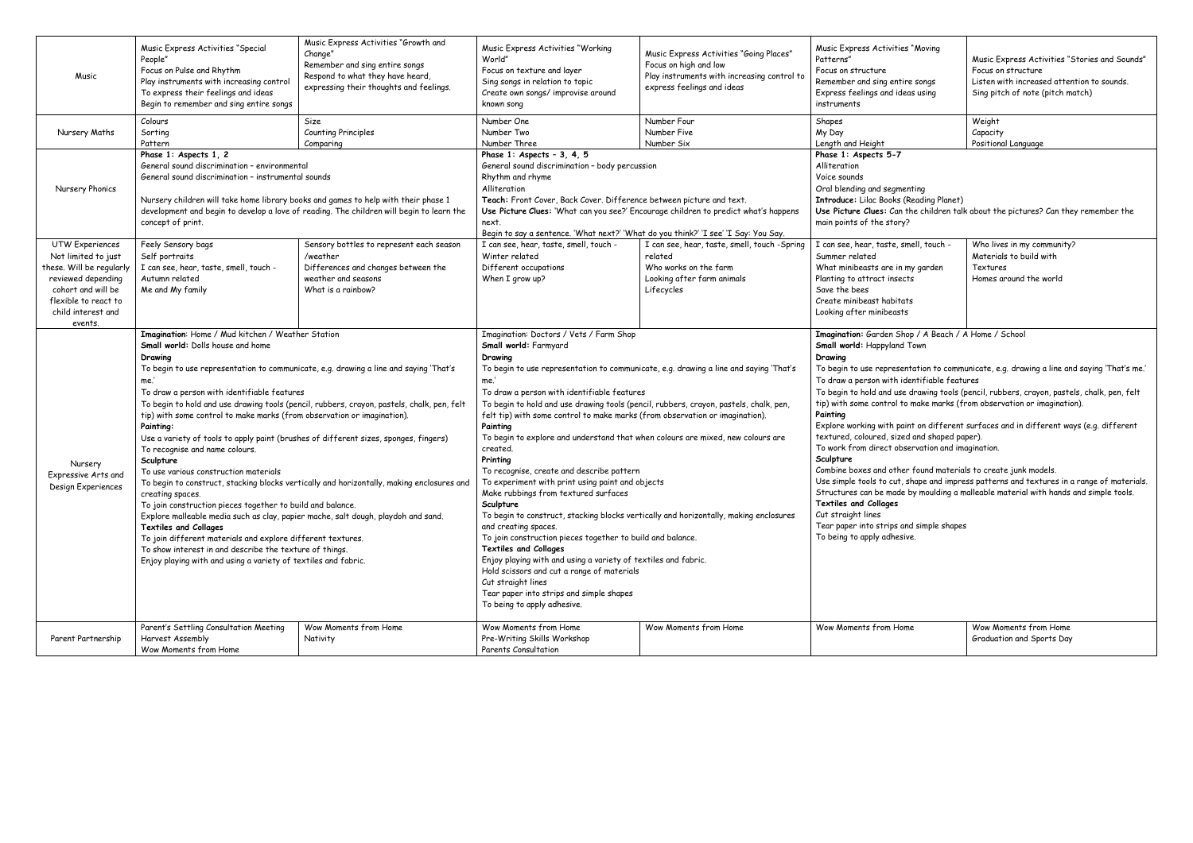| | | | | | | |
|---|---|---|---|---|---|---|
| Music | Music Express Activities "Special People"<br>Focus on Pulse and Rhythm<br>Play instruments with increasing control<br>To express their feelings and ideas<br>Begin to remember and sing entire songs | Music Express Activities "Growth and Change"<br>Remember and sing entire songs<br>Respond to what they have heard, expressing their thoughts and feelings. | Music Express Activities "Working World"<br>Focus on texture and layer<br>Sing songs in relation to topic<br>Create own songs/ improvise around known song | Music Express Activities "Going Places"<br>Focus on high and low<br>Play instruments with increasing control to express feelings and ideas | Music Express Activities "Moving Patterns"<br>Focus on structure<br>Remember and sing entire songs<br>Express feelings and ideas using instruments | Music Express Activities "Stories and Sounds"<br>Focus on structure<br>Listen with increased attention to sounds.<br>Sing pitch of note (pitch match) |
| Nursery Maths | Colours<br>Sorting<br>Pattern | Size<br>Counting Principles<br>Comparing | Number One<br>Number Two<br>Number Three | Number Four<br>Number Five<br>Number Six | Shapes<br>My Day<br>Length and Height | Weight<br>Capacity<br>Positional Language |
| Nursery Phonics | **Phase 1: Aspects 1, 2**<br>General sound discrimination – environmental<br>General sound discrimination – instrumental sounds<br><br>Nursery children will take home library books and games to help with their phase 1 development and begin to develop a love of reading. The children will begin to learn the concept of print. | | **Phase 1: Aspects – 3, 4, 5**<br>General sound discrimination – body percussion<br>Rhythm and rhyme<br>Alliteration<br>**Teach:** Front Cover, Back Cover. Difference between picture and text.<br>**Use Picture Clues:** 'What can you see?' Encourage children to predict what's happens next.<br>Begin to say a sentence. 'What next?' 'What do you think?' 'I see' 'I Say: You Say. | | **Phase 1: Aspects 5-7**<br>Alliteration<br>Voice sounds<br>Oral blending and segmenting<br>**Introduce:** Lilac Books (Reading Planet)<br>**Use Picture Clues:** Can the children talk about the pictures? Can they remember the main points of the story? | |
| UTW Experiences Not limited to just these. Will be regularly reviewed depending cohort and will be flexible to react to child interest and events. | Feely Sensory bags<br>Self portraits<br>I can see, hear, taste, smell, touch - Autumn related<br>Me and My family | Sensory bottles to represent each season /weather<br>Differences and changes between the weather and seasons<br>What is a rainbow? | I can see, hear, taste, smell, touch - Winter related<br>Different occupations<br>When I grow up? | I can see, hear, taste, smell, touch -Spring related<br>Who works on the farm<br>Looking after farm animals<br>Lifecycles | I can see, hear, taste, smell, touch - Summer related<br>What minibeasts are in my garden<br>Planting to attract insects<br>Save the bees<br>Create minibeast habitats<br>Looking after minibeasts | Who lives in my community?<br>Materials to build with<br>Textures<br>Homes around the world |
| Nursery Expressive Arts and Design Experiences | **Imagination**: Home / Mud kitchen / Weather Station<br>**Small world:** Dolls house and home<br>**Drawing**<br>To begin to use representation to communicate, e.g. drawing a line and saying 'That's me.'<br>To draw a person with identifiable features<br>To begin to hold and use drawing tools (pencil, rubbers, crayon, pastels, chalk, pen, felt tip) with some control to make marks (from observation or imagination).<br>**Painting:**<br>Use a variety of tools to apply paint (brushes of different sizes, sponges, fingers)<br>To recognise and name colours.<br>**Sculpture**<br>To use various construction materials<br>To begin to construct, stacking blocks vertically and horizontally, making enclosures and creating spaces.<br>To join construction pieces together to build and balance.<br>Explore malleable media such as clay, papier mache, salt dough, playdoh and sand.<br>**Textiles and Collages**<br>To join different materials and explore different textures.<br>To show interest in and describe the texture of things.<br>Enjoy playing with and using a variety of textiles and fabric. | | Imagination: Doctors / Vets / Farm Shop<br>**Small world:** Farmyard<br>**Drawing**<br>To begin to use representation to communicate, e.g. drawing a line and saying 'That's me.'<br>To draw a person with identifiable features<br>To begin to hold and use drawing tools (pencil, rubbers, crayon, pastels, chalk, pen, felt tip) with some control to make marks (from observation or imagination).<br>**Painting**<br>To begin to explore and understand that when colours are mixed, new colours are created.<br>**Printing**<br>To recognise, create and describe pattern<br>To experiment with print using paint and objects<br>Make rubbings from textured surfaces<br>**Sculpture**<br>To begin to construct, stacking blocks vertically and horizontally, making enclosures and creating spaces.<br>To join construction pieces together to build and balance.<br>**Textiles and Collages**<br>Enjoy playing with and using a variety of textiles and fabric.<br>Hold scissors and cut a range of materials<br>Cut straight lines<br>Tear paper into strips and simple shapes<br>To being to apply adhesive. | | **Imagination:** Garden Shop / A Beach / A Home / School<br>**Small world:** Happyland Town<br>**Drawing**<br>To begin to use representation to communicate, e.g. drawing a line and saying 'That's me.'<br>To draw a person with identifiable features<br>To begin to hold and use drawing tools (pencil, rubbers, crayon, pastels, chalk, pen, felt tip) with some control to make marks (from observation or imagination).<br>**Painting**<br>Explore working with paint on different surfaces and in different ways (e.g. different textured, coloured, sized and shaped paper).<br>To work from direct observation and imagination.<br>**Sculpture**<br>Combine boxes and other found materials to create junk models.<br>Use simple tools to cut, shape and impress patterns and textures in a range of materials.<br>Structures can be made by moulding a malleable material with hands and simple tools.<br>**Textiles and Collages**<br>Cut straight lines<br>Tear paper into strips and simple shapes<br>To being to apply adhesive. | |
| Parent Partnership | Parent's Settling Consultation Meeting<br>Harvest Assembly<br>Wow Moments from Home | Wow Moments from Home<br>Nativity | Wow Moments from Home<br>Pre-Writing Skills Workshop<br>Parents Consultation | Wow Moments from Home | Wow Moments from Home | Wow Moments from Home<br>Graduation and Sports Day |